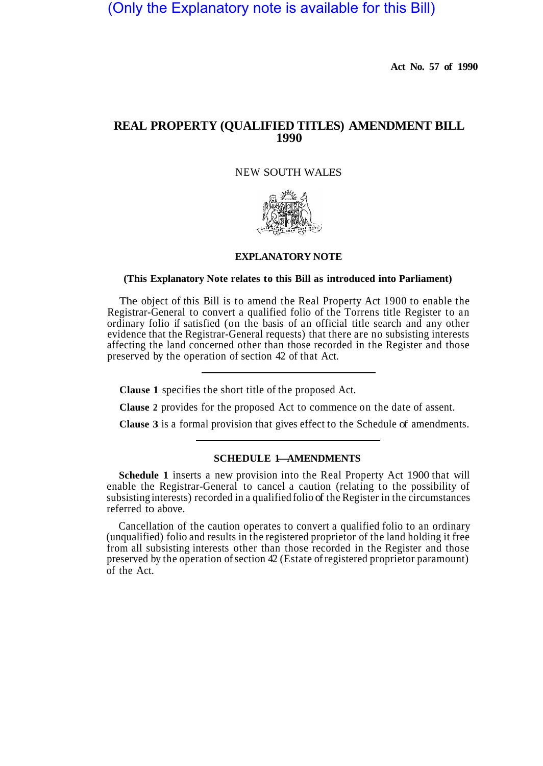(Only the Explanatory note is available for this Bill)

**Act No. 57 of 1990**

# REAL PROPERTY (QUALIFIED TITLES) AMENDMENT BILL 1990

NEW SOUTH WALES

## EXPLANATORY NOTE

**(This Explanatory Note relates to this Bill as introduced into Parliament)**

The object of this Bill is to amend the Real Property Act 1900 to enable the Registrar-General to convert a qualified folio of the Torrens title Register to an ordinary folio if satisfied (on the basis of an official title search and any other evidence that the Registrar-General requests) that there are no subsisting interests affecting the land concerned other than those recorded in the Register and those preserved by the operation of section 42 of that Act.

---

**Clause 1** specifies the short title of the proposed Act.

**Clause 2** provides for the proposed Act to commence on the date of assent.

**Clause 3** is a formal provision that gives effect to the Schedule of amendments.

---

### SCHEDULE 1—AMENDMENTS

**Schedule 1** inserts a new provision into the Real Property Act 1900 that will enable the Registrar-General to cancel a caution (relating to the possibility of subsisting interests) recorded in a qualified folio of the Register in the circumstances referred to above.

Cancellation of the caution operates to convert a qualified folio to an ordinary (unqualified) folio and results in the registered proprietor of the land holding it free from all subsisting interests other than those recorded in the Register and those preserved by the operation of section 42 (Estate of registered proprietor paramount) of the Act.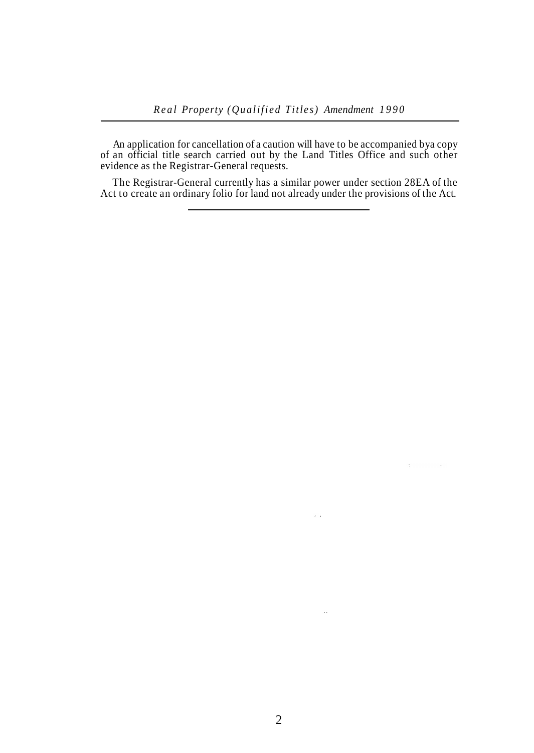An application for cancellation of a caution will have to be accompanied by a copy of an official title search carried out by the Land Titles Office and such other evidence as the Registrar-General requests.

The Registrar-General currently has a similar power under section 28EA of the Act to create an ordinary folio for land not already under the provisions of the Act.